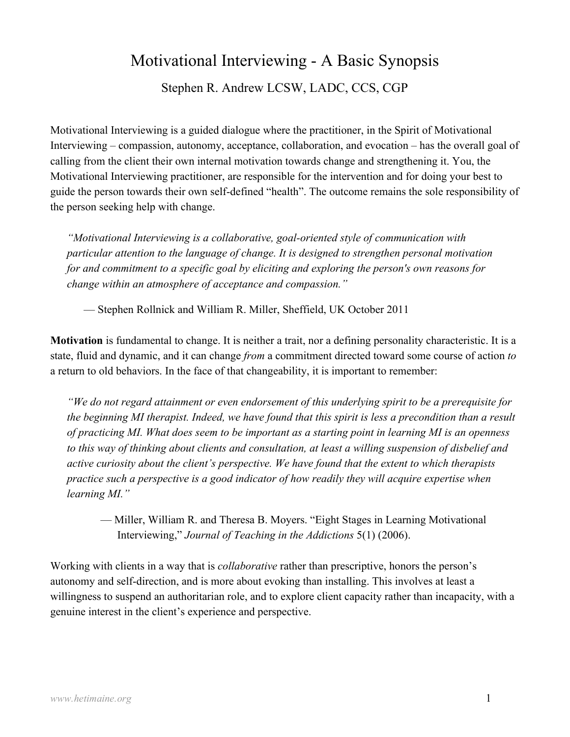# Motivational Interviewing - A Basic Synopsis

Stephen R. Andrew LCSW, LADC, CCS, CGP

Motivational Interviewing is a guided dialogue where the practitioner, in the Spirit of Motivational Interviewing – compassion, autonomy, acceptance, collaboration, and evocation – has the overall goal of calling from the client their own internal motivation towards change and strengthening it. You, the Motivational Interviewing practitioner, are responsible for the intervention and for doing your best to guide the person towards their own self-defined "health". The outcome remains the sole responsibility of the person seeking help with change.

> *"Motivational Interviewing is a collaborative, goal-oriented style of communication with particular attention to the language of change. It is designed to strengthen personal motivation for and commitment to a specific goal by eliciting and exploring the person's own reasons for change within an atmosphere of acceptance and compassion."*
>
> — Stephen Rollnick and William R. Miller, Sheffield, UK October 2011

**Motivation** is fundamental to change. It is neither a trait, nor a defining personality characteristic. It is a state, fluid and dynamic, and it can change *from* a commitment directed toward some course of action *to* a return to old behaviors. In the face of that changeability, it is important to remember:

> *"We do not regard attainment or even endorsement of this underlying spirit to be a prerequisite for the beginning MI therapist. Indeed, we have found that this spirit is less a precondition than a result of practicing MI. What does seem to be important as a starting point in learning MI is an openness to this way of thinking about clients and consultation, at least a willing suspension of disbelief and active curiosity about the client's perspective. We have found that the extent to which therapists practice such a perspective is a good indicator of how readily they will acquire expertise when learning MI."*
>
> — Miller, William R. and Theresa B. Moyers. "Eight Stages in Learning Motivational Interviewing," *Journal of Teaching in the Addictions* 5(1) (2006).

Working with clients in a way that is *collaborative* rather than prescriptive, honors the person's autonomy and self-direction, and is more about evoking than installing. This involves at least a willingness to suspend an authoritarian role, and to explore client capacity rather than incapacity, with a genuine interest in the client's experience and perspective.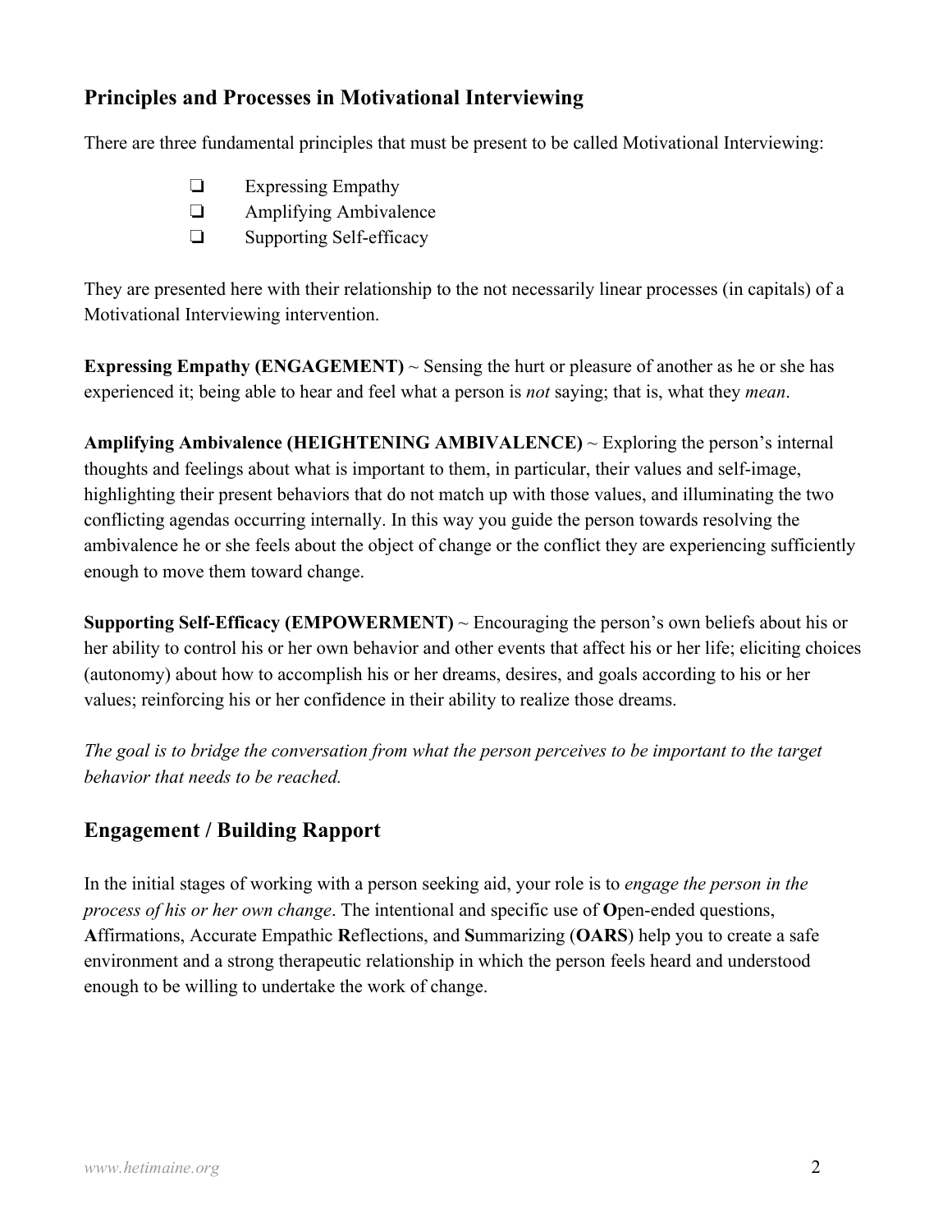## Principles and Processes in Motivational Interviewing

There are three fundamental principles that must be present to be called Motivational Interviewing:

- ❏ Expressing Empathy
- ❏ Amplifying Ambivalence
- ❏ Supporting Self-efficacy

They are presented here with their relationship to the not necessarily linear processes (in capitals) of a Motivational Interviewing intervention.

**Expressing Empathy (ENGAGEMENT)** ~ Sensing the hurt or pleasure of another as he or she has experienced it; being able to hear and feel what a person is *not* saying; that is, what they *mean*.

**Amplifying Ambivalence (HEIGHTENING AMBIVALENCE)** ~ Exploring the person's internal thoughts and feelings about what is important to them, in particular, their values and self-image, highlighting their present behaviors that do not match up with those values, and illuminating the two conflicting agendas occurring internally. In this way you guide the person towards resolving the ambivalence he or she feels about the object of change or the conflict they are experiencing sufficiently enough to move them toward change.

**Supporting Self-Efficacy (EMPOWERMENT)** ~ Encouraging the person's own beliefs about his or her ability to control his or her own behavior and other events that affect his or her life; eliciting choices (autonomy) about how to accomplish his or her dreams, desires, and goals according to his or her values; reinforcing his or her confidence in their ability to realize those dreams.

*The goal is to bridge the conversation from what the person perceives to be important to the target behavior that needs to be reached.*

## Engagement / Building Rapport

In the initial stages of working with a person seeking aid, your role is to *engage the person in the process of his or her own change*. The intentional and specific use of **O**pen-ended questions, **A**ffirmations, Accurate Empathic **R**eflections, and **S**ummarizing (**OARS**) help you to create a safe environment and a strong therapeutic relationship in which the person feels heard and understood enough to be willing to undertake the work of change.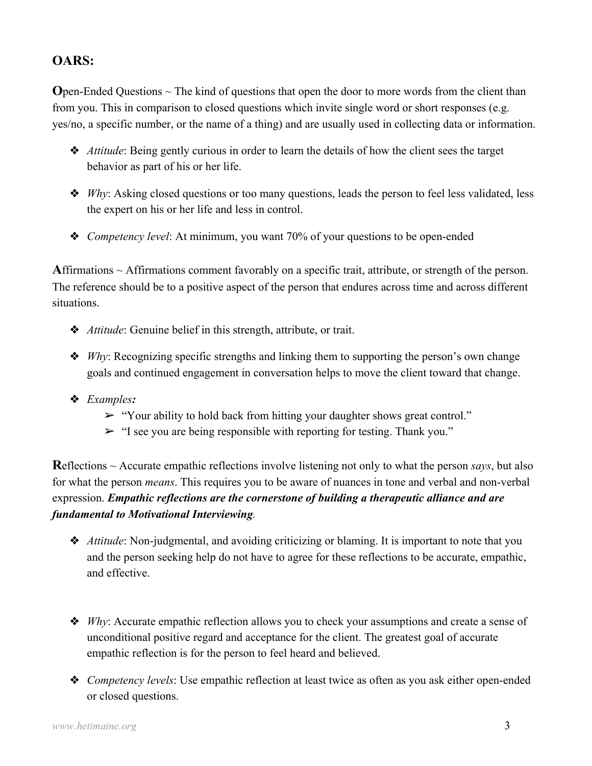## OARS:

**O**pen-Ended Questions ~ The kind of questions that open the door to more words from the client than from you. This in comparison to closed questions which invite single word or short responses (e.g. yes/no, a specific number, or the name of a thing) and are usually used in collecting data or information.

- *Attitude*: Being gently curious in order to learn the details of how the client sees the target behavior as part of his or her life.
- *Why*: Asking closed questions or too many questions, leads the person to feel less validated, less the expert on his or her life and less in control.
- *Competency level*: At minimum, you want 70% of your questions to be open-ended

**A**ffirmations ~ Affirmations comment favorably on a specific trait, attribute, or strength of the person. The reference should be to a positive aspect of the person that endures across time and across different situations.

- *Attitude*: Genuine belief in this strength, attribute, or trait.
- *Why*: Recognizing specific strengths and linking them to supporting the person's own change goals and continued engagement in conversation helps to move the client toward that change.
- *Examples:*
  - "Your ability to hold back from hitting your daughter shows great control."
  - "I see you are being responsible with reporting for testing. Thank you."

**R**eflections ~ Accurate empathic reflections involve listening not only to what the person *says*, but also for what the person *means*. This requires you to be aware of nuances in tone and verbal and non-verbal expression. ***Empathic reflections are the cornerstone of building a therapeutic alliance and are fundamental to Motivational Interviewing***.

- *Attitude*: Non-judgmental, and avoiding criticizing or blaming. It is important to note that you and the person seeking help do not have to agree for these reflections to be accurate, empathic, and effective.
- *Why*: Accurate empathic reflection allows you to check your assumptions and create a sense of unconditional positive regard and acceptance for the client. The greatest goal of accurate empathic reflection is for the person to feel heard and believed.
- *Competency levels*: Use empathic reflection at least twice as often as you ask either open-ended or closed questions.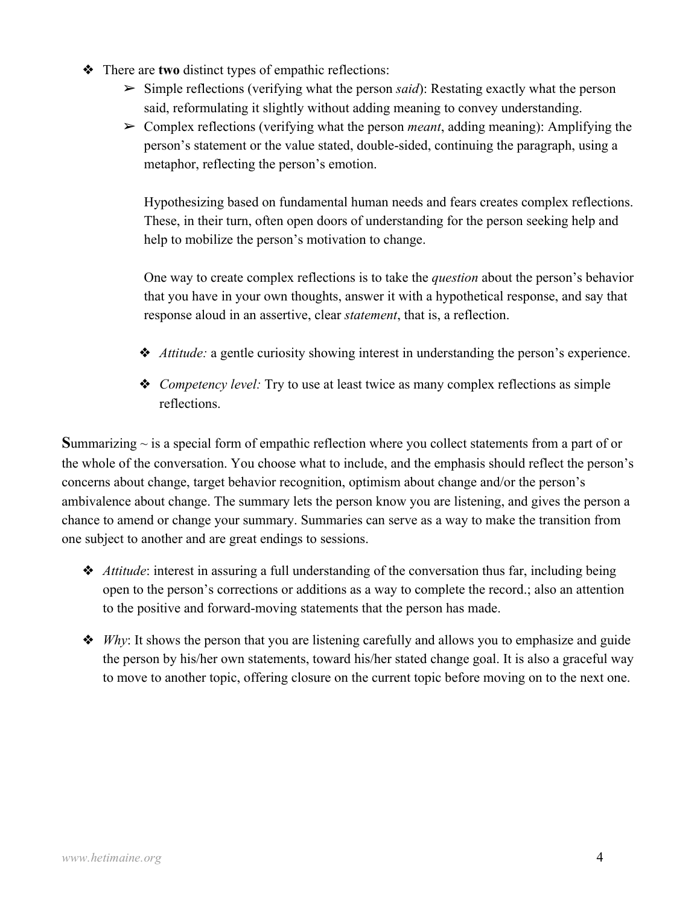- There are **two** distinct types of empathic reflections:
  - Simple reflections (verifying what the person *said*): Restating exactly what the person said, reformulating it slightly without adding meaning to convey understanding.
  - Complex reflections (verifying what the person *meant*, adding meaning): Amplifying the person's statement or the value stated, double-sided, continuing the paragraph, using a metaphor, reflecting the person's emotion.

    Hypothesizing based on fundamental human needs and fears creates complex reflections. These, in their turn, often open doors of understanding for the person seeking help and help to mobilize the person's motivation to change.

    One way to create complex reflections is to take the *question* about the person's behavior that you have in your own thoughts, answer it with a hypothetical response, and say that response aloud in an assertive, clear *statement*, that is, a reflection.

  - *Attitude:* a gentle curiosity showing interest in understanding the person's experience.

  - *Competency level:* Try to use at least twice as many complex reflections as simple reflections.

**S**ummarizing ~ is a special form of empathic reflection where you collect statements from a part of or the whole of the conversation. You choose what to include, and the emphasis should reflect the person's concerns about change, target behavior recognition, optimism about change and/or the person's ambivalence about change. The summary lets the person know you are listening, and gives the person a chance to amend or change your summary. Summaries can serve as a way to make the transition from one subject to another and are great endings to sessions.

- *Attitude*: interest in assuring a full understanding of the conversation thus far, including being open to the person's corrections or additions as a way to complete the record.; also an attention to the positive and forward-moving statements that the person has made.

- *Why*: It shows the person that you are listening carefully and allows you to emphasize and guide the person by his/her own statements, toward his/her stated change goal. It is also a graceful way to move to another topic, offering closure on the current topic before moving on to the next one.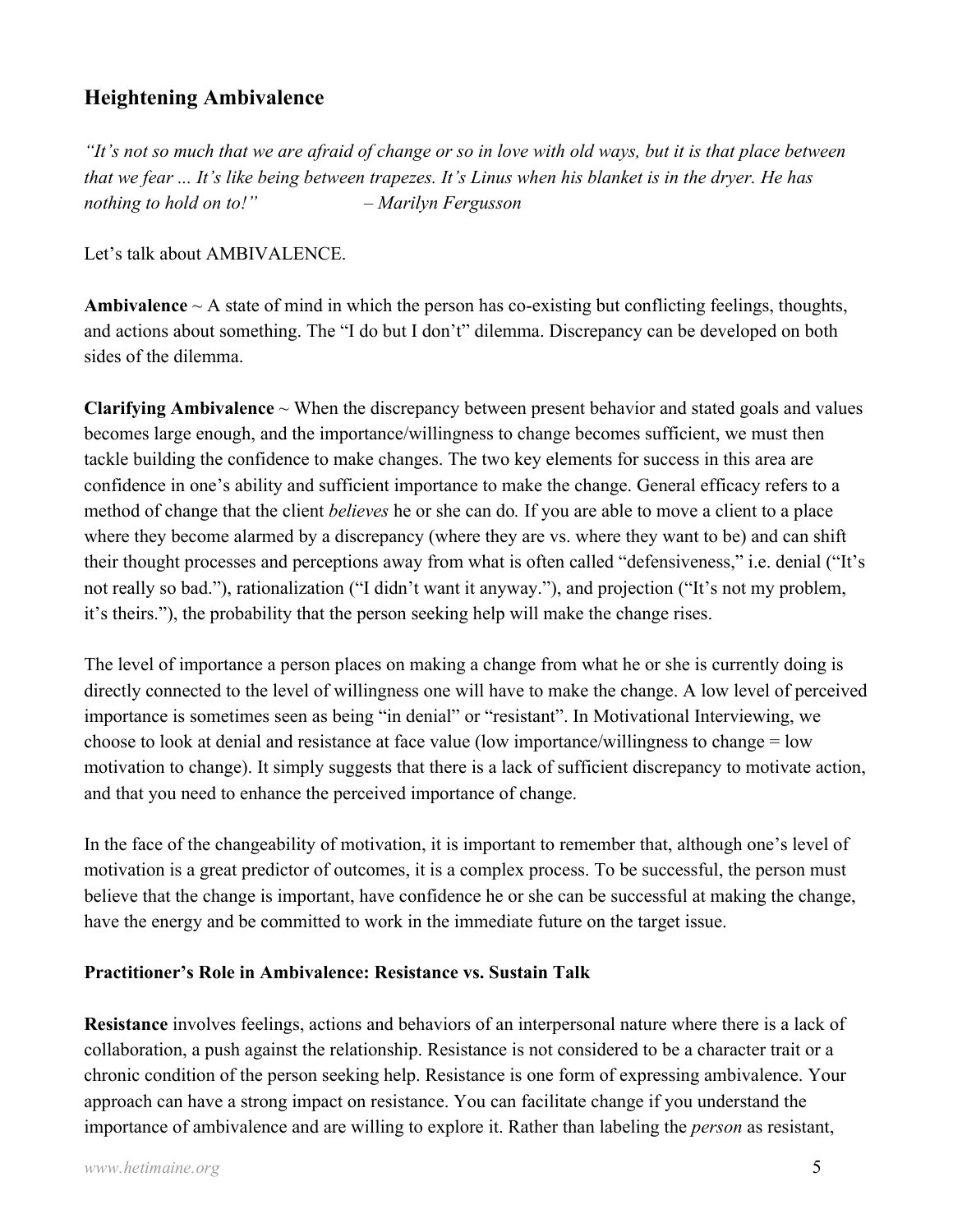## Heightening Ambivalence

*"It's not so much that we are afraid of change or so in love with old ways, but it is that place between that we fear ... It's like being between trapezes. It's Linus when his blanket is in the dryer. He has nothing to hold on to!"* – *Marilyn Fergusson*

Let's talk about AMBIVALENCE.

**Ambivalence** ~ A state of mind in which the person has co-existing but conflicting feelings, thoughts, and actions about something. The "I do but I don't" dilemma. Discrepancy can be developed on both sides of the dilemma.

**Clarifying Ambivalence** ~ When the discrepancy between present behavior and stated goals and values becomes large enough, and the importance/willingness to change becomes sufficient, we must then tackle building the confidence to make changes. The two key elements for success in this area are confidence in one's ability and sufficient importance to make the change. General efficacy refers to a method of change that the client *believes* he or she can do. If you are able to move a client to a place where they become alarmed by a discrepancy (where they are vs. where they want to be) and can shift their thought processes and perceptions away from what is often called "defensiveness," i.e. denial ("It's not really so bad."), rationalization ("I didn't want it anyway."), and projection ("It's not my problem, it's theirs."), the probability that the person seeking help will make the change rises.

The level of importance a person places on making a change from what he or she is currently doing is directly connected to the level of willingness one will have to make the change. A low level of perceived importance is sometimes seen as being "in denial" or "resistant". In Motivational Interviewing, we choose to look at denial and resistance at face value (low importance/willingness to change = low motivation to change). It simply suggests that there is a lack of sufficient discrepancy to motivate action, and that you need to enhance the perceived importance of change.

In the face of the changeability of motivation, it is important to remember that, although one's level of motivation is a great predictor of outcomes, it is a complex process. To be successful, the person must believe that the change is important, have confidence he or she can be successful at making the change, have the energy and be committed to work in the immediate future on the target issue.

### Practitioner's Role in Ambivalence: Resistance vs. Sustain Talk

**Resistance** involves feelings, actions and behaviors of an interpersonal nature where there is a lack of collaboration, a push against the relationship. Resistance is not considered to be a character trait or a chronic condition of the person seeking help. Resistance is one form of expressing ambivalence. Your approach can have a strong impact on resistance. You can facilitate change if you understand the importance of ambivalence and are willing to explore it. Rather than labeling the *person* as resistant,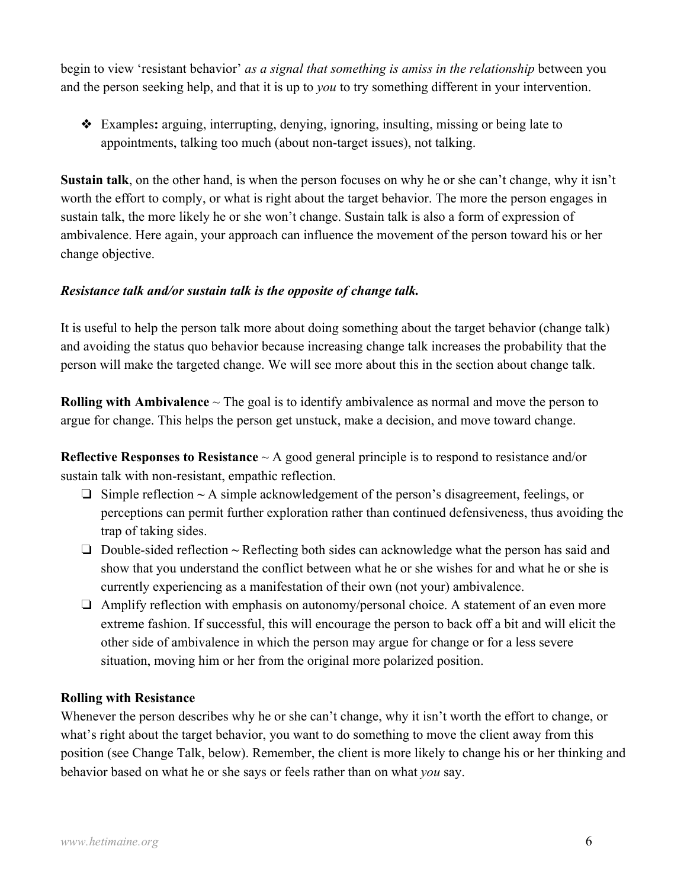begin to view 'resistant behavior' *as a signal that something is amiss in the relationship* between you and the person seeking help, and that it is up to *you* to try something different in your intervention.

- Examples**:** arguing, interrupting, denying, ignoring, insulting, missing or being late to appointments, talking too much (about non-target issues), not talking.

**Sustain talk**, on the other hand, is when the person focuses on why he or she can't change, why it isn't worth the effort to comply, or what is right about the target behavior. The more the person engages in sustain talk, the more likely he or she won't change. Sustain talk is also a form of expression of ambivalence. Here again, your approach can influence the movement of the person toward his or her change objective.

***Resistance talk and/or sustain talk is the opposite of change talk.***

It is useful to help the person talk more about doing something about the target behavior (change talk) and avoiding the status quo behavior because increasing change talk increases the probability that the person will make the targeted change. We will see more about this in the section about change talk.

**Rolling with Ambivalence** ~ The goal is to identify ambivalence as normal and move the person to argue for change. This helps the person get unstuck, make a decision, and move toward change.

**Reflective Responses to Resistance** ~ A good general principle is to respond to resistance and/or sustain talk with non-resistant, empathic reflection.

- Simple reflection **~** A simple acknowledgement of the person's disagreement, feelings, or perceptions can permit further exploration rather than continued defensiveness, thus avoiding the trap of taking sides.
- Double-sided reflection **~** Reflecting both sides can acknowledge what the person has said and show that you understand the conflict between what he or she wishes for and what he or she is currently experiencing as a manifestation of their own (not your) ambivalence.
- Amplify reflection with emphasis on autonomy/personal choice. A statement of an even more extreme fashion. If successful, this will encourage the person to back off a bit and will elicit the other side of ambivalence in which the person may argue for change or for a less severe situation, moving him or her from the original more polarized position.

**Rolling with Resistance**

Whenever the person describes why he or she can't change, why it isn't worth the effort to change, or what's right about the target behavior, you want to do something to move the client away from this position (see Change Talk, below). Remember, the client is more likely to change his or her thinking and behavior based on what he or she says or feels rather than on what *you* say.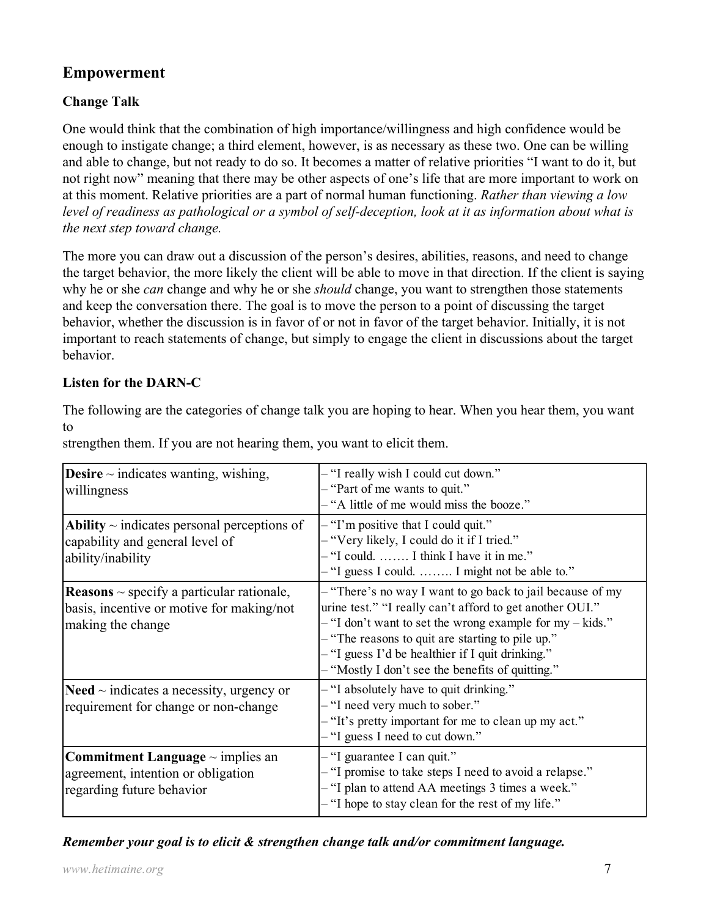## Empowerment

### Change Talk

One would think that the combination of high importance/willingness and high confidence would be enough to instigate change; a third element, however, is as necessary as these two. One can be willing and able to change, but not ready to do so. It becomes a matter of relative priorities "I want to do it, but not right now" meaning that there may be other aspects of one's life that are more important to work on at this moment. Relative priorities are a part of normal human functioning. *Rather than viewing a low level of readiness as pathological or a symbol of self-deception, look at it as information about what is the next step toward change.*

The more you can draw out a discussion of the person's desires, abilities, reasons, and need to change the target behavior, the more likely the client will be able to move in that direction. If the client is saying why he or she *can* change and why he or she *should* change, you want to strengthen those statements and keep the conversation there. The goal is to move the person to a point of discussing the target behavior, whether the discussion is in favor of or not in favor of the target behavior. Initially, it is not important to reach statements of change, but simply to engage the client in discussions about the target behavior.

### Listen for the DARN-C

The following are the categories of change talk you are hoping to hear. When you hear them, you want to strengthen them. If you are not hearing them, you want to elicit them.

| | |
|---|---|
| **Desire** ~ indicates wanting, wishing, willingness | – "I really wish I could cut down."<br>– "Part of me wants to quit."<br>– "A little of me would miss the booze." |
| **Ability** ~ indicates personal perceptions of capability and general level of ability/inability | – "I'm positive that I could quit."<br>– "Very likely, I could do it if I tried."<br>– "I could. ……. I think I have it in me."<br>– "I guess I could. …….. I might not be able to." |
| **Reasons** ~ specify a particular rationale, basis, incentive or motive for making/not making the change | – "There's no way I want to go back to jail because of my urine test." "I really can't afford to get another OUI."<br>– "I don't want to set the wrong example for my – kids."<br>– "The reasons to quit are starting to pile up."<br>– "I guess I'd be healthier if I quit drinking."<br>– "Mostly I don't see the benefits of quitting." |
| **Need** ~ indicates a necessity, urgency or requirement for change or non-change | – "I absolutely have to quit drinking."<br>– "I need very much to sober."<br>– "It's pretty important for me to clean up my act."<br>– "I guess I need to cut down." |
| **Commitment Language** ~ implies an agreement, intention or obligation regarding future behavior | – "I guarantee I can quit."<br>– "I promise to take steps I need to avoid a relapse."<br>– "I plan to attend AA meetings 3 times a week."<br>– "I hope to stay clean for the rest of my life." |

***Remember your goal is to elicit & strengthen change talk and/or commitment language.***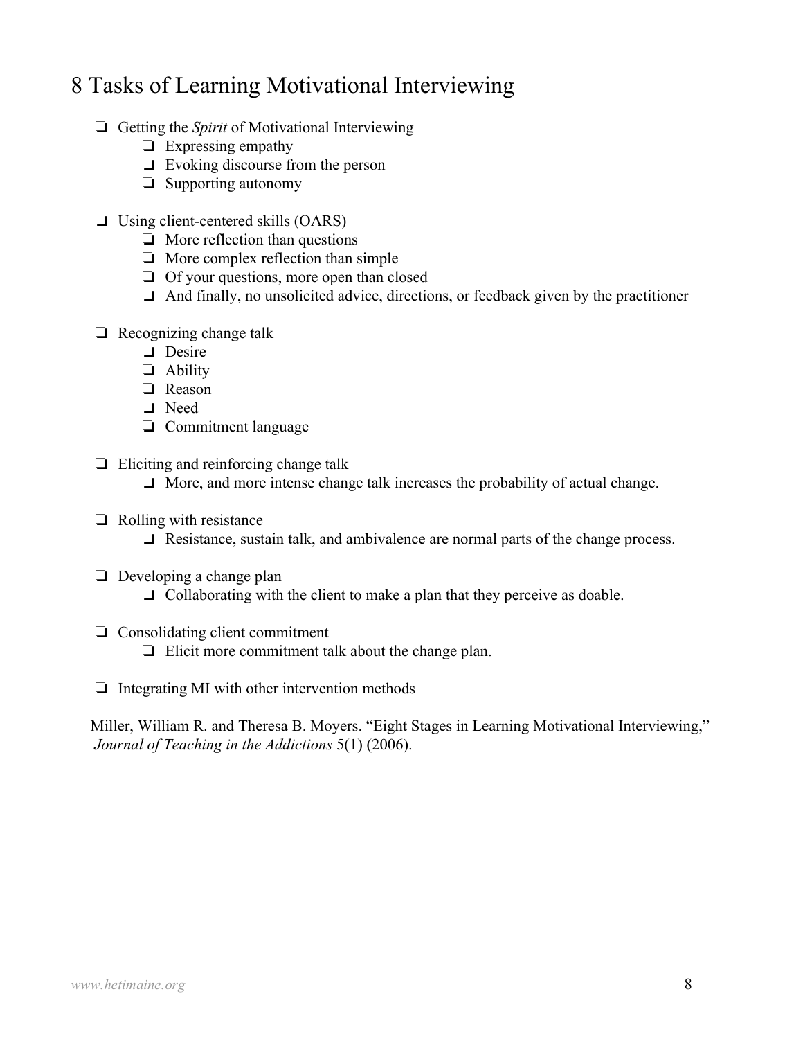# 8 Tasks of Learning Motivational Interviewing

- ❑ Getting the *Spirit* of Motivational Interviewing
  - ❑ Expressing empathy
  - ❑ Evoking discourse from the person
  - ❑ Supporting autonomy

- ❑ Using client-centered skills (OARS)
  - ❑ More reflection than questions
  - ❑ More complex reflection than simple
  - ❑ Of your questions, more open than closed
  - ❑ And finally, no unsolicited advice, directions, or feedback given by the practitioner

- ❑ Recognizing change talk
  - ❑ Desire
  - ❑ Ability
  - ❑ Reason
  - ❑ Need
  - ❑ Commitment language

- ❑ Eliciting and reinforcing change talk
  - ❑ More, and more intense change talk increases the probability of actual change.

- ❑ Rolling with resistance
  - ❑ Resistance, sustain talk, and ambivalence are normal parts of the change process.

- ❑ Developing a change plan
  - ❑ Collaborating with the client to make a plan that they perceive as doable.

- ❑ Consolidating client commitment
  - ❑ Elicit more commitment talk about the change plan.

- ❑ Integrating MI with other intervention methods

— Miller, William R. and Theresa B. Moyers. "Eight Stages in Learning Motivational Interviewing," *Journal of Teaching in the Addictions* 5(1) (2006).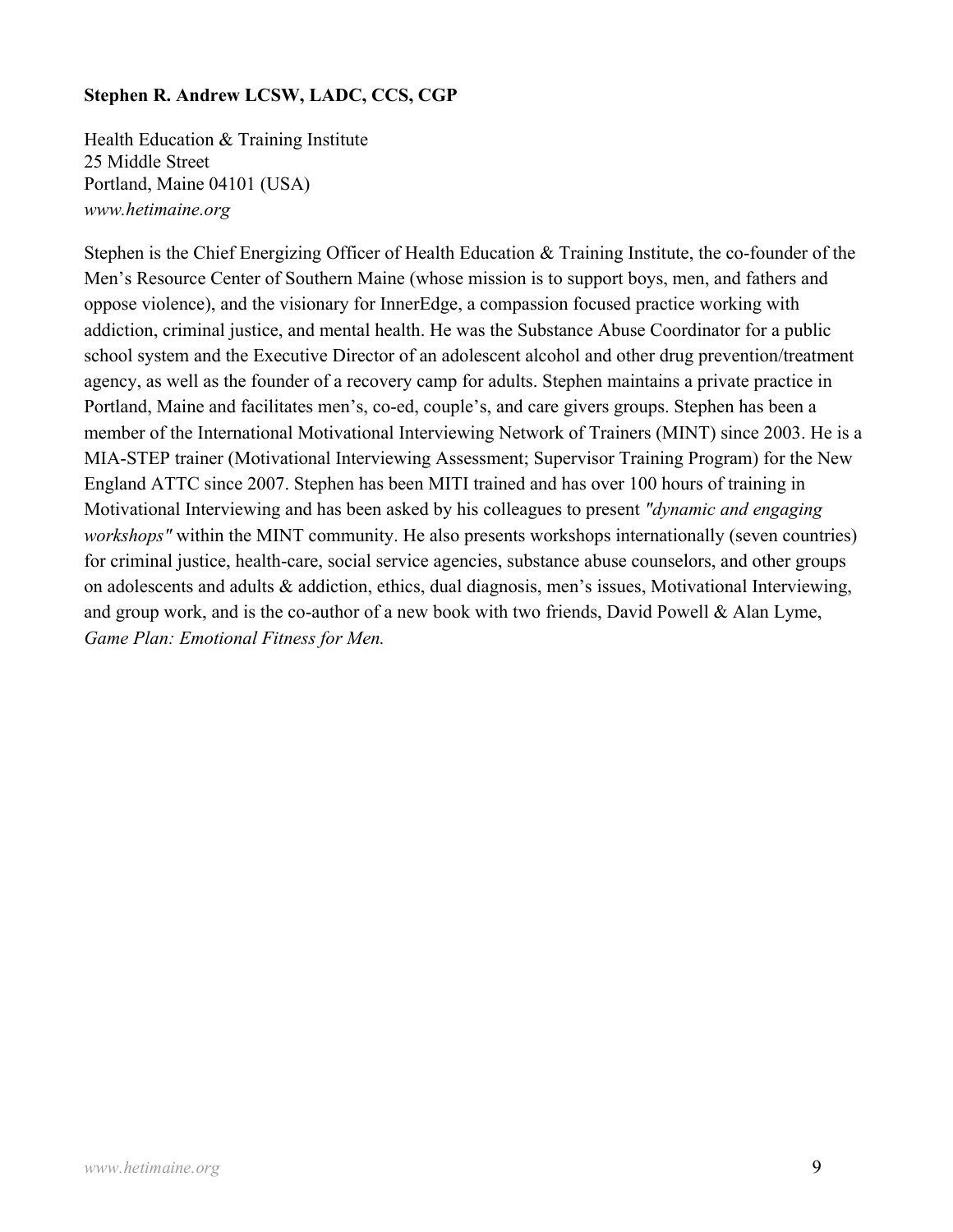**Stephen R. Andrew LCSW, LADC, CCS, CGP**

Health Education & Training Institute
25 Middle Street
Portland, Maine 04101 (USA)
*www.hetimaine.org*

Stephen is the Chief Energizing Officer of Health Education & Training Institute, the co-founder of the Men's Resource Center of Southern Maine (whose mission is to support boys, men, and fathers and oppose violence), and the visionary for InnerEdge, a compassion focused practice working with addiction, criminal justice, and mental health. He was the Substance Abuse Coordinator for a public school system and the Executive Director of an adolescent alcohol and other drug prevention/treatment agency, as well as the founder of a recovery camp for adults. Stephen maintains a private practice in Portland, Maine and facilitates men's, co-ed, couple's, and care givers groups. Stephen has been a member of the International Motivational Interviewing Network of Trainers (MINT) since 2003. He is a MIA-STEP trainer (Motivational Interviewing Assessment; Supervisor Training Program) for the New England ATTC since 2007. Stephen has been MITI trained and has over 100 hours of training in Motivational Interviewing and has been asked by his colleagues to present *"dynamic and engaging workshops"* within the MINT community. He also presents workshops internationally (seven countries) for criminal justice, health-care, social service agencies, substance abuse counselors, and other groups on adolescents and adults & addiction, ethics, dual diagnosis, men's issues, Motivational Interviewing, and group work, and is the co-author of a new book with two friends, David Powell & Alan Lyme, *Game Plan: Emotional Fitness for Men.*